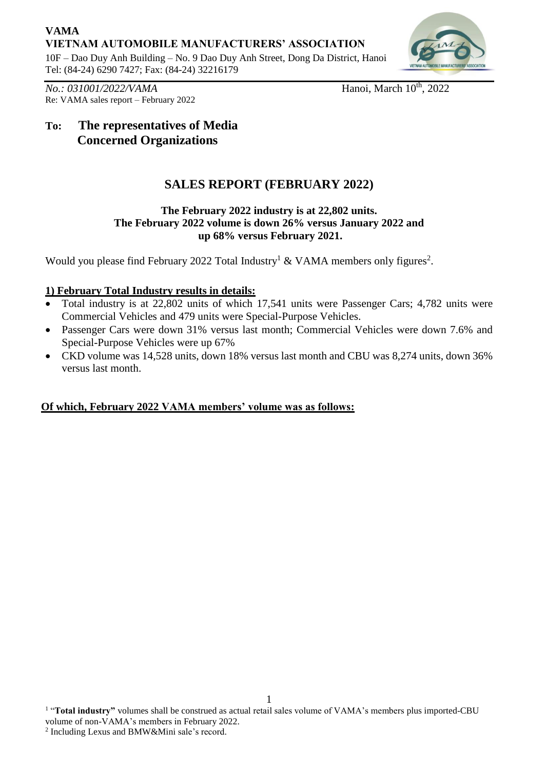**VAMA**
**VIETNAM AUTOMOBILE MANUFACTURERS' ASSOCIATION**
10F – Dao Duy Anh Building – No. 9 Dao Duy Anh Street, Dong Da District, Hanoi
Tel: (84-24) 6290 7427; Fax: (84-24) 32216179

*No.: 031001/2022/VAMA* Hanoi, March 10th, 2022
Re: VAMA sales report – February 2022

**To: The representatives of Media**
**Concerned Organizations**

## SALES REPORT (FEBRUARY 2022)

**The February 2022 industry is at 22,802 units.**
**The February 2022 volume is down 26% versus January 2022 and up 68% versus February 2021.**

Would you please find February 2022 Total Industry[1] & VAMA members only figures[2].

**1) February Total Industry results in details:**

- Total industry is at 22,802 units of which 17,541 units were Passenger Cars; 4,782 units were Commercial Vehicles and 479 units were Special-Purpose Vehicles.
- Passenger Cars were down 31% versus last month; Commercial Vehicles were down 7.6% and Special-Purpose Vehicles were up 67%
- CKD volume was 14,528 units, down 18% versus last month and CBU was 8,274 units, down 36% versus last month.

**Of which, February 2022 VAMA members' volume was as follows:**

[1] "**Total industry"** volumes shall be construed as actual retail sales volume of VAMA's members plus imported-CBU volume of non-VAMA's members in February 2022.
[2] Including Lexus and BMW&Mini sale's record.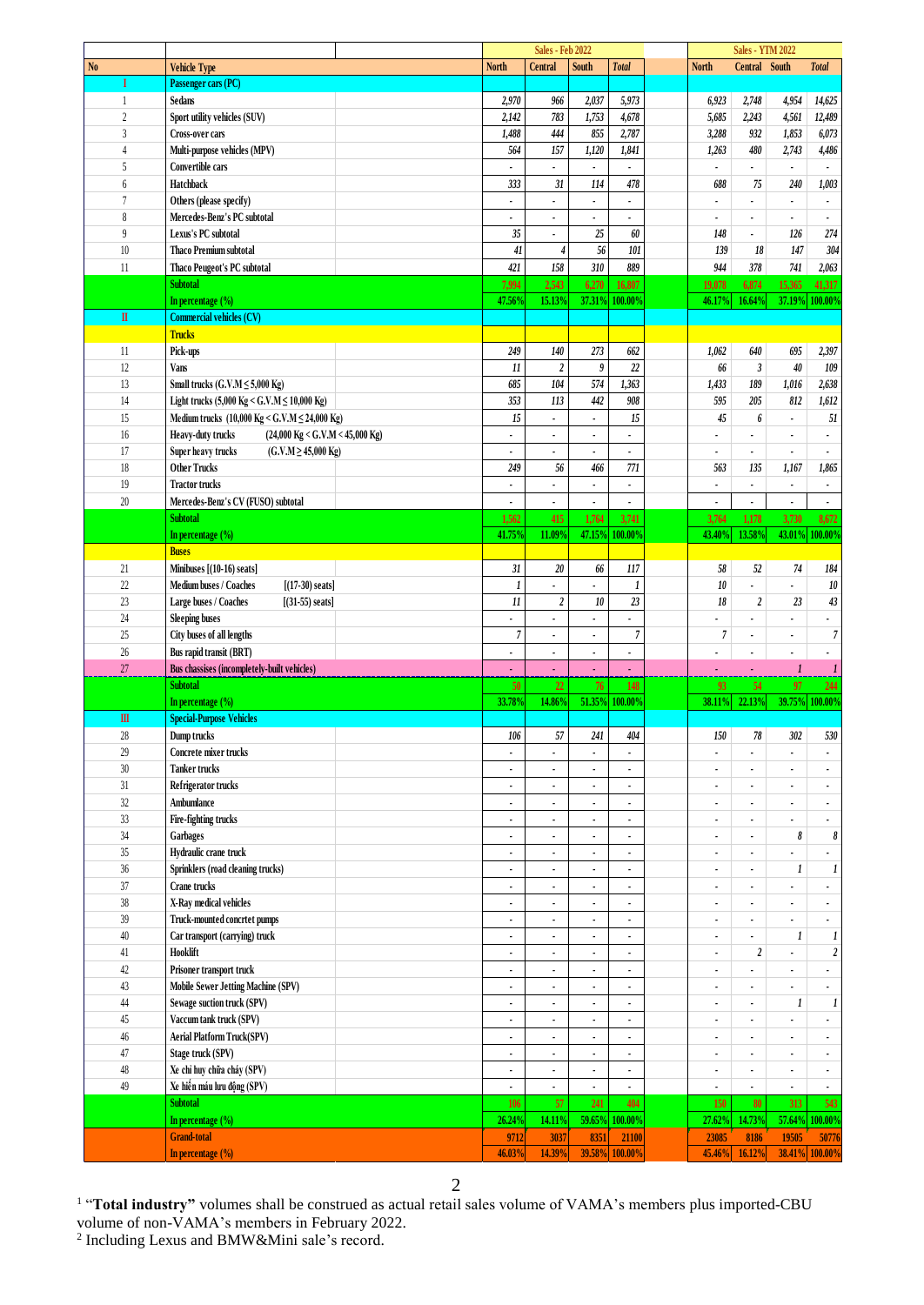| No | Vehicle Type | | Sales - Feb 2022 North | Central | South | Total | | Sales - YTM 2022 North | Central | South | Total |
|---|---|---|---|---|---|---|---|---|---|---|---|
| I | Passenger cars (PC) | | | | | | | | | | |
| 1 | Sedans | | 2,970 | 966 | 2,037 | 5,973 | | 6,923 | 2,748 | 4,954 | 14,625 |
| 2 | Sport utility vehicles (SUV) | | 2,142 | 783 | 1,753 | 4,678 | | 5,685 | 2,243 | 4,561 | 12,489 |
| 3 | Cross-over cars | | 1,488 | 444 | 855 | 2,787 | | 3,288 | 932 | 1,853 | 6,073 |
| 4 | Multi-purpose vehicles (MPV) | | 564 | 157 | 1,120 | 1,841 | | 1,263 | 480 | 2,743 | 4,486 |
| 5 | Convertible cars | | - | - | - | - | | - | - | - | - |
| 6 | Hatchback | | 333 | 31 | 114 | 478 | | 688 | 75 | 240 | 1,003 |
| 7 | Others (please specify) | | - | - | - | - | | - | - | - | - |
| 8 | Mercedes-Benz's PC subtotal | | - | - | - | - | | - | - | - | - |
| 9 | Lexus's PC subtotal | | 35 | - | 25 | 60 | | 148 | - | 126 | 274 |
| 10 | Thaco Premium subtotal | | 41 | 4 | 56 | 101 | | 139 | 18 | 147 | 304 |
| 11 | Thaco Peugeot's PC subtotal | | 421 | 158 | 310 | 889 | | 944 | 378 | 741 | 2,063 |
| | Subtotal | | 7,994 | 2,543 | 6,270 | 16,807 | | 19,078 | 6,874 | 15,365 | 41,317 |
| | In percentage (%) | | 47.56% | 15.13% | 37.31% | 100.00% | | 46.17% | 16.64% | 37.19% | 100.00% |
| II | Commercial vehicles (CV) | | | | | | | | | | |
| | Trucks | | | | | | | | | | |
| 11 | Pick-ups | | 249 | 140 | 273 | 662 | | 1,062 | 640 | 695 | 2,397 |
| 12 | Vans | | 11 | 2 | 9 | 22 | | 66 | 3 | 40 | 109 |
| 13 | Small trucks (G.V.M ≤ 5,000 Kg) | | 685 | 104 | 574 | 1,363 | | 1,433 | 189 | 1,016 | 2,638 |
| 14 | Light trucks (5,000 Kg < G.V.M ≤ 10,000 Kg) | | 353 | 113 | 442 | 908 | | 595 | 205 | 812 | 1,612 |
| 15 | Medium trucks (10,000 Kg < G.V.M ≤ 24,000 Kg) | | 15 | - | - | 15 | | 45 | 6 | - | 51 |
| 16 | Heavy-duty trucks | (24,000 Kg < G.V.M < 45,000 Kg) | - | - | - | - | | - | - | - | - |
| 17 | Super heavy trucks | (G.V.M ≥ 45,000 Kg) | - | - | - | - | | - | - | - | - |
| 18 | Other Trucks | | 249 | 56 | 466 | 771 | | 563 | 135 | 1,167 | 1,865 |
| 19 | Tractor trucks | | - | - | - | - | | - | - | - | - |
| 20 | Mercedes-Benz's CV (FUSO) subtotal | | - | - | - | - | | - | - | - | - |
| | Subtotal | | 1,562 | 415 | 1,764 | 3,741 | | 3,764 | 1,178 | 3,730 | 8,672 |
| | In percentage (%) | | 41.75% | 11.09% | 47.15% | 100.00% | | 43.40% | 13.58% | 43.01% | 100.00% |
| | Buses | | | | | | | | | | |
| 21 | Minibuses [(10-16) seats] | | 31 | 20 | 66 | 117 | | 58 | 52 | 74 | 184 |
| 22 | Medium buses / Coaches | [(17-30) seats] | 1 | - | - | 1 | | 10 | - | - | 10 |
| 23 | Large buses / Coaches | [(31-55) seats] | 11 | 2 | 10 | 23 | | 18 | 2 | 23 | 43 |
| 24 | Sleeping buses | | - | - | - | - | | - | - | - | - |
| 25 | City buses of all lengths | | 7 | - | - | 7 | | 7 | - | - | 7 |
| 26 | Bus rapid transit (BRT) | | - | - | - | - | | - | - | - | - |
| 27 | Bus chassises (incompletely-built vehicles) | | - | - | - | - | | - | - | 1 | 1 |
| | Subtotal | | 50 | 22 | 76 | 148 | | 93 | 54 | 97 | 244 |
| | In percentage (%) | | 33.78% | 14.86% | 51.35% | 100.00% | | 38.11% | 22.13% | 39.75% | 100.00% |
| III | Special-Purpose Vehicles | | | | | | | | | | |
| 28 | Dump trucks | | 106 | 57 | 241 | 404 | | 150 | 78 | 302 | 530 |
| 29 | Concrete mixer trucks | | - | - | - | - | | - | - | - | - |
| 30 | Tanker trucks | | - | - | - | - | | - | - | - | - |
| 31 | Refrigerator trucks | | - | - | - | - | | - | - | - | - |
| 32 | Ambumlance | | - | - | - | - | | - | - | - | - |
| 33 | Fire-fighting trucks | | - | - | - | - | | - | - | - | - |
| 34 | Garbages | | - | - | - | - | | - | - | 8 | 8 |
| 35 | Hydraulic crane truck | | - | - | - | - | | - | - | - | - |
| 36 | Sprinklers (road cleaning trucks) | | - | - | - | - | | - | - | 1 | 1 |
| 37 | Crane trucks | | - | - | - | - | | - | - | - | - |
| 38 | X-Ray medical vehicles | | - | - | - | - | | - | - | - | - |
| 39 | Truck-mounted concrtet pumps | | - | - | - | - | | - | - | - | - |
| 40 | Car transport (carrying) truck | | - | - | - | - | | - | - | 1 | 1 |
| 41 | Hooklift | | - | - | - | - | | - | 2 | - | 2 |
| 42 | Prisoner transport truck | | - | - | - | - | | - | - | - | - |
| 43 | Mobile Sewer Jetting Machine (SPV) | | - | - | - | - | | - | - | - | - |
| 44 | Sewage suction truck (SPV) | | - | - | - | - | | - | - | 1 | 1 |
| 45 | Vaccum tank truck (SPV) | | - | - | - | - | | - | - | - | - |
| 46 | Aerial Platform Truck(SPV) | | - | - | - | - | | - | - | - | - |
| 47 | Stage truck (SPV) | | - | - | - | - | | - | - | - | - |
| 48 | Xe chỉ huy chữa cháy (SPV) | | - | - | - | - | | - | - | - | - |
| 49 | Xe hiến máu lưu động (SPV) | | - | - | - | - | | - | - | - | - |
| | Subtotal | | 106 | 57 | 241 | 404 | | 150 | 80 | 313 | 543 |
| | In percentage (%) | | 26.24% | 14.11% | 59.65% | 100.00% | | 27.62% | 14.73% | 57.64% | 100.00% |
| | Grand-total | | 9712 | 3037 | 8351 | 21100 | | 23085 | 8186 | 19505 | 50776 |
| | In percentage (%) | | 46.03% | 14.39% | 39.58% | 100.00% | | 45.46% | 16.12% | 38.41% | 100.00% |

[1] "**Total industry**" volumes shall be construed as actual retail sales volume of VAMA's members plus imported-CBU volume of non-VAMA's members in February 2022.

[2] Including Lexus and BMW&Mini sale's record.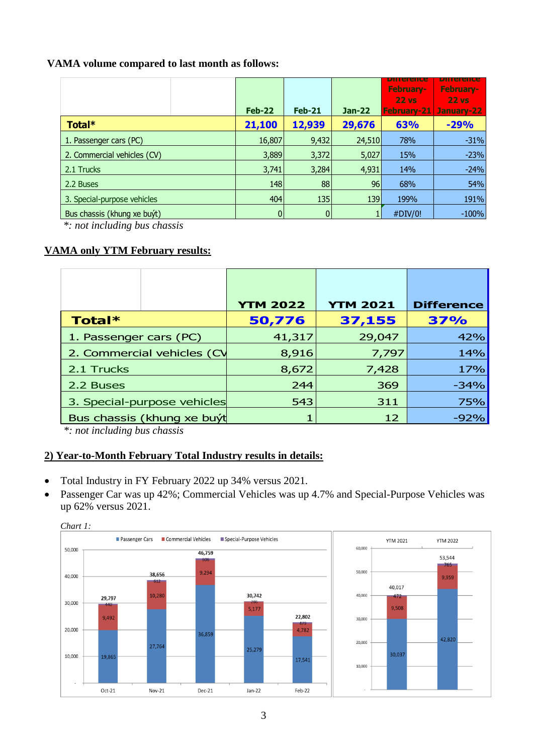**VAMA volume compared to last month as follows:**

| | Feb-22 | Feb-21 | Jan-22 | Difference February-22 vs February-21 | Difference February-22 vs January-22 |
|---|---|---|---|---|---|
| **Total*** | **21,100** | **12,939** | **29,676** | **63%** | **-29%** |
| 1. Passenger cars (PC) | 16,807 | 9,432 | 24,510 | 78% | -31% |
| 2. Commercial vehicles (CV) | 3,889 | 3,372 | 5,027 | 15% | -23% |
| 2.1 Trucks | 3,741 | 3,284 | 4,931 | 14% | -24% |
| 2.2 Buses | 148 | 88 | 96 | 68% | 54% |
| 3. Special-purpose vehicles | 404 | 135 | 139 | 199% | 191% |
| Bus chassis (khung xe buýt) | 0 | 0 | 1 | #DIV/0! | -100% |

*\*: not including bus chassis*

## VAMA only YTM February results:

| | YTM 2022 | YTM 2021 | Difference |
|---|---|---|---|
| **Total*** | **50,776** | **37,155** | **37%** |
| 1. Passenger cars (PC) | 41,317 | 29,047 | 42% |
| 2. Commercial vehicles (CV | 8,916 | 7,797 | 14% |
| 2.1 Trucks | 8,672 | 7,428 | 17% |
| 2.2 Buses | 244 | 369 | -34% |
| 3. Special-purpose vehicles | 543 | 311 | 75% |
| Bus chassis (khung xe buýt | 1 | 12 | -92% |

*\*: not including bus chassis*

## 2) Year-to-Month February Total Industry results in details:

- Total Industry in FY February 2022 up 34% versus 2021.
- Passenger Car was up 42%; Commercial Vehicles was up 4.7% and Special-Purpose Vehicles was up 62% versus 2021.

*Chart 1:*

| | Passenger Cars | Commercial Vehicles | Special-Purpose Vehicles | Total |
|---|---|---|---|---|
| Oct-21 | 19,865 | 9,492 | 440 | 29,797 |
| Nov-21 | 27,764 | 10,280 | 612 | 38,656 |
| Dec-21 | 36,859 | 9,294 | 606 | 46,759 |
| Jan-22 | 25,279 | 5,177 | 286 | 30,742 |
| Feb-22 | 17,541 | 4,782 | 479 | 22,802 |

| | Passenger Cars | Commercial Vehicles | Special-Purpose Vehicles | Total |
|---|---|---|---|---|
| YTM 2021 | 30,037 | 9,508 | 472 | 40,017 |
| YTM 2022 | 42,820 | 9,959 | 765 | 53,544 |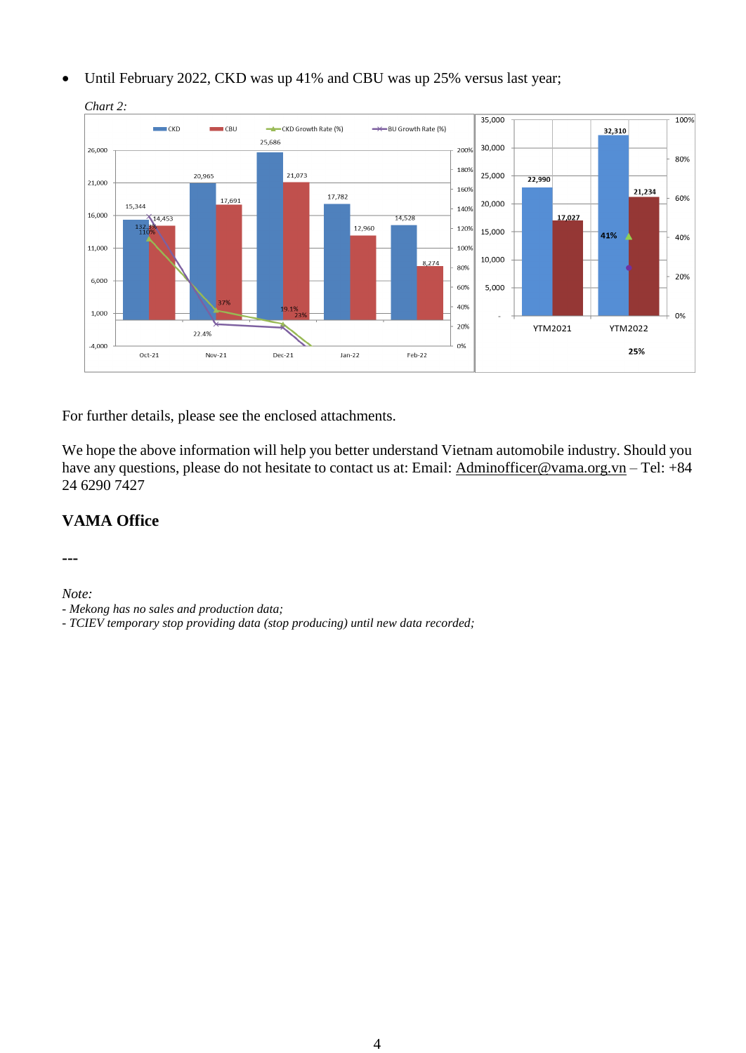- Until February 2022, CKD was up 41% and CBU was up 25% versus last year;

*Chart 2:*

CKD
CBU
CKD Growth Rate (%)
BU Growth Rate (%)

26,000
21,000
16,000
11,000
6,000
1,000
-4,000

200%
180%
160%
140%
120%
100%
80%
60%
40%
20%
0%

15,344
14,453
132.3%
110%
20,965
17,691
37%
22.4%
25,686
21,073
19.1%
23%
17,782
12,960
14,528
8,274

Oct-21
Nov-21
Dec-21
Jan-22
Feb-22

35,000
30,000
25,000
20,000
15,000
10,000
5,000
-

100%
80%
60%
40%
20%
0%

22,990
17,027
32,310
21,234
41%

YTM2021
YTM2022

25%

For further details, please see the enclosed attachments.

We hope the above information will help you better understand Vietnam automobile industry. Should you have any questions, please do not hesitate to contact us at: Email: Adminofficer@vama.org.vn – Tel: +84 24 6290 7427

## VAMA Office

---

*Note:*

*- Mekong has no sales and production data;*

*- TCIEV temporary stop providing data (stop producing) until new data recorded;*